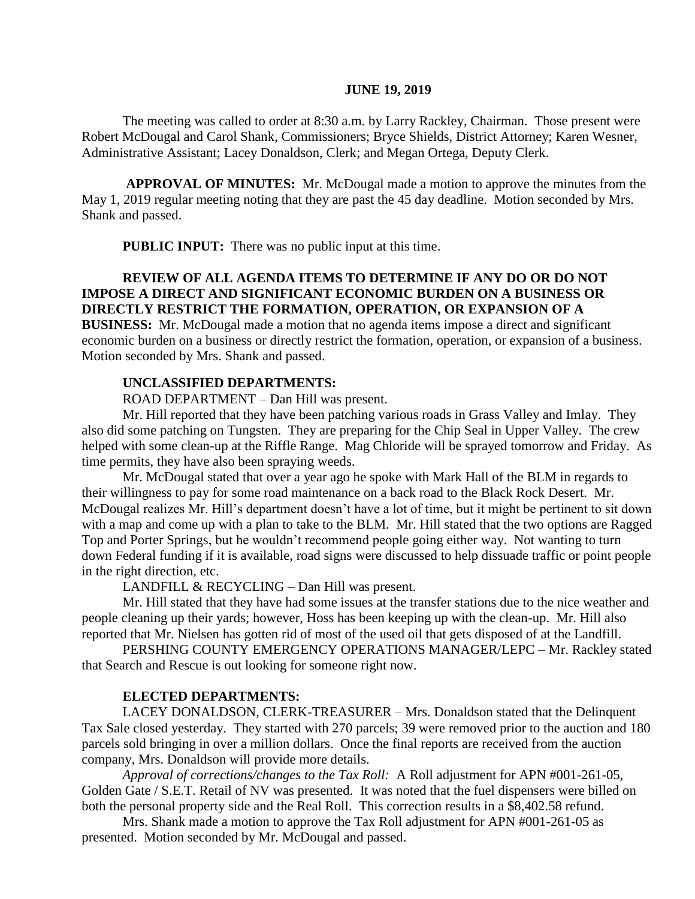**JUNE 19, 2019**

The meeting was called to order at 8:30 a.m. by Larry Rackley, Chairman. Those present were Robert McDougal and Carol Shank, Commissioners; Bryce Shields, District Attorney; Karen Wesner, Administrative Assistant; Lacey Donaldson, Clerk; and Megan Ortega, Deputy Clerk.

**APPROVAL OF MINUTES:** Mr. McDougal made a motion to approve the minutes from the May 1, 2019 regular meeting noting that they are past the 45 day deadline. Motion seconded by Mrs. Shank and passed.

**PUBLIC INPUT:** There was no public input at this time.

**REVIEW OF ALL AGENDA ITEMS TO DETERMINE IF ANY DO OR DO NOT IMPOSE A DIRECT AND SIGNIFICANT ECONOMIC BURDEN ON A BUSINESS OR DIRECTLY RESTRICT THE FORMATION, OPERATION, OR EXPANSION OF A BUSINESS:** Mr. McDougal made a motion that no agenda items impose a direct and significant economic burden on a business or directly restrict the formation, operation, or expansion of a business. Motion seconded by Mrs. Shank and passed.

**UNCLASSIFIED DEPARTMENTS:**

ROAD DEPARTMENT – Dan Hill was present.

Mr. Hill reported that they have been patching various roads in Grass Valley and Imlay. They also did some patching on Tungsten. They are preparing for the Chip Seal in Upper Valley. The crew helped with some clean-up at the Riffle Range. Mag Chloride will be sprayed tomorrow and Friday. As time permits, they have also been spraying weeds.

Mr. McDougal stated that over a year ago he spoke with Mark Hall of the BLM in regards to their willingness to pay for some road maintenance on a back road to the Black Rock Desert. Mr. McDougal realizes Mr. Hill's department doesn't have a lot of time, but it might be pertinent to sit down with a map and come up with a plan to take to the BLM. Mr. Hill stated that the two options are Ragged Top and Porter Springs, but he wouldn't recommend people going either way. Not wanting to turn down Federal funding if it is available, road signs were discussed to help dissuade traffic or point people in the right direction, etc.

LANDFILL & RECYCLING – Dan Hill was present.

Mr. Hill stated that they have had some issues at the transfer stations due to the nice weather and people cleaning up their yards; however, Hoss has been keeping up with the clean-up. Mr. Hill also reported that Mr. Nielsen has gotten rid of most of the used oil that gets disposed of at the Landfill.

PERSHING COUNTY EMERGENCY OPERATIONS MANAGER/LEPC – Mr. Rackley stated that Search and Rescue is out looking for someone right now.

**ELECTED DEPARTMENTS:**

LACEY DONALDSON, CLERK-TREASURER – Mrs. Donaldson stated that the Delinquent Tax Sale closed yesterday. They started with 270 parcels; 39 were removed prior to the auction and 180 parcels sold bringing in over a million dollars. Once the final reports are received from the auction company, Mrs. Donaldson will provide more details.

*Approval of corrections/changes to the Tax Roll:* A Roll adjustment for APN #001-261-05, Golden Gate / S.E.T. Retail of NV was presented. It was noted that the fuel dispensers were billed on both the personal property side and the Real Roll. This correction results in a $8,402.58 refund.

Mrs. Shank made a motion to approve the Tax Roll adjustment for APN #001-261-05 as presented. Motion seconded by Mr. McDougal and passed.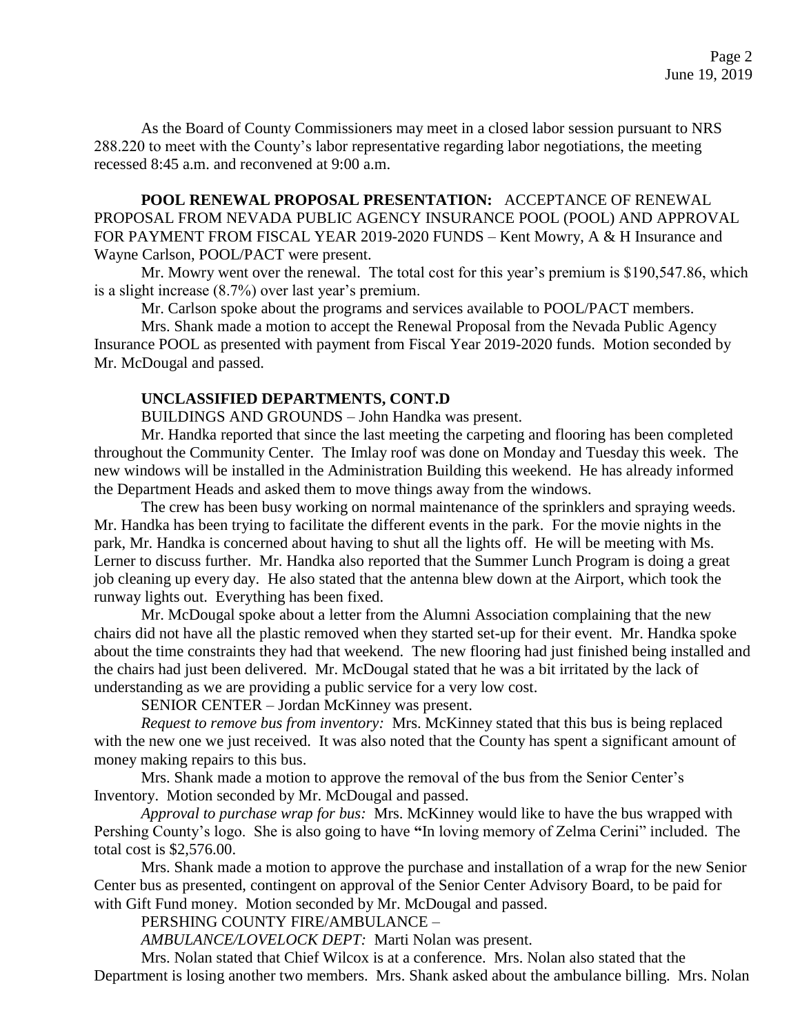As the Board of County Commissioners may meet in a closed labor session pursuant to NRS 288.220 to meet with the County's labor representative regarding labor negotiations, the meeting recessed 8:45 a.m. and reconvened at 9:00 a.m.

**POOL RENEWAL PROPOSAL PRESENTATION:** ACCEPTANCE OF RENEWAL PROPOSAL FROM NEVADA PUBLIC AGENCY INSURANCE POOL (POOL) AND APPROVAL FOR PAYMENT FROM FISCAL YEAR 2019-2020 FUNDS – Kent Mowry, A & H Insurance and Wayne Carlson, POOL/PACT were present.

Mr. Mowry went over the renewal. The total cost for this year's premium is $190,547.86, which is a slight increase (8.7%) over last year's premium.

Mr. Carlson spoke about the programs and services available to POOL/PACT members.

Mrs. Shank made a motion to accept the Renewal Proposal from the Nevada Public Agency Insurance POOL as presented with payment from Fiscal Year 2019-2020 funds. Motion seconded by Mr. McDougal and passed.

**UNCLASSIFIED DEPARTMENTS, CONT.D**

BUILDINGS AND GROUNDS – John Handka was present.

Mr. Handka reported that since the last meeting the carpeting and flooring has been completed throughout the Community Center. The Imlay roof was done on Monday and Tuesday this week. The new windows will be installed in the Administration Building this weekend. He has already informed the Department Heads and asked them to move things away from the windows.

The crew has been busy working on normal maintenance of the sprinklers and spraying weeds. Mr. Handka has been trying to facilitate the different events in the park. For the movie nights in the park, Mr. Handka is concerned about having to shut all the lights off. He will be meeting with Ms. Lerner to discuss further. Mr. Handka also reported that the Summer Lunch Program is doing a great job cleaning up every day. He also stated that the antenna blew down at the Airport, which took the runway lights out. Everything has been fixed.

Mr. McDougal spoke about a letter from the Alumni Association complaining that the new chairs did not have all the plastic removed when they started set-up for their event. Mr. Handka spoke about the time constraints they had that weekend. The new flooring had just finished being installed and the chairs had just been delivered. Mr. McDougal stated that he was a bit irritated by the lack of understanding as we are providing a public service for a very low cost.

SENIOR CENTER – Jordan McKinney was present.

*Request to remove bus from inventory:* Mrs. McKinney stated that this bus is being replaced with the new one we just received. It was also noted that the County has spent a significant amount of money making repairs to this bus.

Mrs. Shank made a motion to approve the removal of the bus from the Senior Center's Inventory. Motion seconded by Mr. McDougal and passed.

*Approval to purchase wrap for bus:* Mrs. McKinney would like to have the bus wrapped with Pershing County's logo. She is also going to have **"**In loving memory of Zelma Cerini" included. The total cost is $2,576.00.

Mrs. Shank made a motion to approve the purchase and installation of a wrap for the new Senior Center bus as presented, contingent on approval of the Senior Center Advisory Board, to be paid for with Gift Fund money. Motion seconded by Mr. McDougal and passed.

PERSHING COUNTY FIRE/AMBULANCE –

*AMBULANCE/LOVELOCK DEPT:* Marti Nolan was present.

Mrs. Nolan stated that Chief Wilcox is at a conference. Mrs. Nolan also stated that the Department is losing another two members. Mrs. Shank asked about the ambulance billing. Mrs. Nolan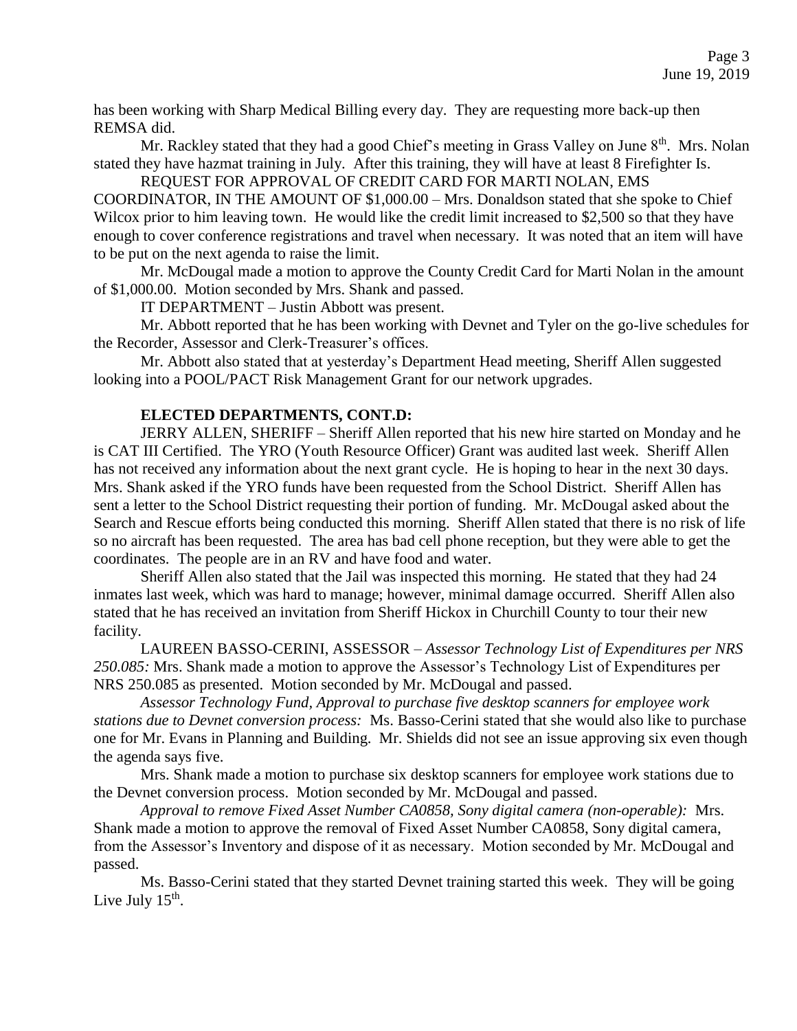has been working with Sharp Medical Billing every day. They are requesting more back-up then REMSA did.

Mr. Rackley stated that they had a good Chief's meeting in Grass Valley on June 8th. Mrs. Nolan stated they have hazmat training in July. After this training, they will have at least 8 Firefighter Is.

REQUEST FOR APPROVAL OF CREDIT CARD FOR MARTI NOLAN, EMS COORDINATOR, IN THE AMOUNT OF $1,000.00 – Mrs. Donaldson stated that she spoke to Chief Wilcox prior to him leaving town. He would like the credit limit increased to $2,500 so that they have enough to cover conference registrations and travel when necessary. It was noted that an item will have to be put on the next agenda to raise the limit.

Mr. McDougal made a motion to approve the County Credit Card for Marti Nolan in the amount of $1,000.00. Motion seconded by Mrs. Shank and passed.

IT DEPARTMENT – Justin Abbott was present.

Mr. Abbott reported that he has been working with Devnet and Tyler on the go-live schedules for the Recorder, Assessor and Clerk-Treasurer's offices.

Mr. Abbott also stated that at yesterday's Department Head meeting, Sheriff Allen suggested looking into a POOL/PACT Risk Management Grant for our network upgrades.

**ELECTED DEPARTMENTS, CONT.D:**

JERRY ALLEN, SHERIFF – Sheriff Allen reported that his new hire started on Monday and he is CAT III Certified. The YRO (Youth Resource Officer) Grant was audited last week. Sheriff Allen has not received any information about the next grant cycle. He is hoping to hear in the next 30 days. Mrs. Shank asked if the YRO funds have been requested from the School District. Sheriff Allen has sent a letter to the School District requesting their portion of funding. Mr. McDougal asked about the Search and Rescue efforts being conducted this morning. Sheriff Allen stated that there is no risk of life so no aircraft has been requested. The area has bad cell phone reception, but they were able to get the coordinates. The people are in an RV and have food and water.

Sheriff Allen also stated that the Jail was inspected this morning. He stated that they had 24 inmates last week, which was hard to manage; however, minimal damage occurred. Sheriff Allen also stated that he has received an invitation from Sheriff Hickox in Churchill County to tour their new facility.

LAUREEN BASSO-CERINI, ASSESSOR – *Assessor Technology List of Expenditures per NRS 250.085:* Mrs. Shank made a motion to approve the Assessor's Technology List of Expenditures per NRS 250.085 as presented. Motion seconded by Mr. McDougal and passed.

*Assessor Technology Fund, Approval to purchase five desktop scanners for employee work stations due to Devnet conversion process:* Ms. Basso-Cerini stated that she would also like to purchase one for Mr. Evans in Planning and Building. Mr. Shields did not see an issue approving six even though the agenda says five.

Mrs. Shank made a motion to purchase six desktop scanners for employee work stations due to the Devnet conversion process. Motion seconded by Mr. McDougal and passed.

*Approval to remove Fixed Asset Number CA0858, Sony digital camera (non-operable):* Mrs. Shank made a motion to approve the removal of Fixed Asset Number CA0858, Sony digital camera, from the Assessor's Inventory and dispose of it as necessary. Motion seconded by Mr. McDougal and passed.

Ms. Basso-Cerini stated that they started Devnet training started this week. They will be going Live July 15th.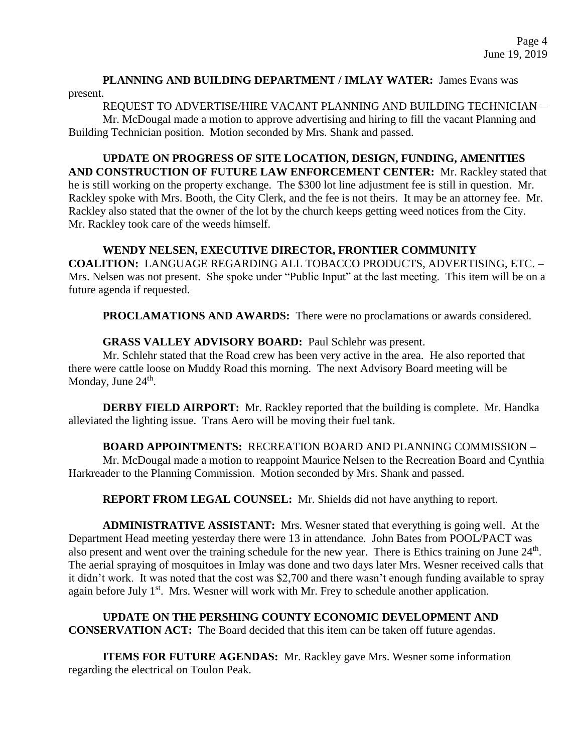**PLANNING AND BUILDING DEPARTMENT / IMLAY WATER:** James Evans was present.

REQUEST TO ADVERTISE/HIRE VACANT PLANNING AND BUILDING TECHNICIAN – Mr. McDougal made a motion to approve advertising and hiring to fill the vacant Planning and Building Technician position. Motion seconded by Mrs. Shank and passed.

**UPDATE ON PROGRESS OF SITE LOCATION, DESIGN, FUNDING, AMENITIES AND CONSTRUCTION OF FUTURE LAW ENFORCEMENT CENTER:** Mr. Rackley stated that he is still working on the property exchange. The $300 lot line adjustment fee is still in question. Mr. Rackley spoke with Mrs. Booth, the City Clerk, and the fee is not theirs. It may be an attorney fee. Mr. Rackley also stated that the owner of the lot by the church keeps getting weed notices from the City. Mr. Rackley took care of the weeds himself.

**WENDY NELSEN, EXECUTIVE DIRECTOR, FRONTIER COMMUNITY COALITION:** LANGUAGE REGARDING ALL TOBACCO PRODUCTS, ADVERTISING, ETC. – Mrs. Nelsen was not present. She spoke under "Public Input" at the last meeting. This item will be on a future agenda if requested.

**PROCLAMATIONS AND AWARDS:** There were no proclamations or awards considered.

**GRASS VALLEY ADVISORY BOARD:** Paul Schlehr was present.

Mr. Schlehr stated that the Road crew has been very active in the area. He also reported that there were cattle loose on Muddy Road this morning. The next Advisory Board meeting will be Monday, June 24th.

**DERBY FIELD AIRPORT:** Mr. Rackley reported that the building is complete. Mr. Handka alleviated the lighting issue. Trans Aero will be moving their fuel tank.

**BOARD APPOINTMENTS:** RECREATION BOARD AND PLANNING COMMISSION – Mr. McDougal made a motion to reappoint Maurice Nelsen to the Recreation Board and Cynthia Harkreader to the Planning Commission. Motion seconded by Mrs. Shank and passed.

**REPORT FROM LEGAL COUNSEL:** Mr. Shields did not have anything to report.

**ADMINISTRATIVE ASSISTANT:** Mrs. Wesner stated that everything is going well. At the Department Head meeting yesterday there were 13 in attendance. John Bates from POOL/PACT was also present and went over the training schedule for the new year. There is Ethics training on June 24th. The aerial spraying of mosquitoes in Imlay was done and two days later Mrs. Wesner received calls that it didn't work. It was noted that the cost was $2,700 and there wasn't enough funding available to spray again before July 1st. Mrs. Wesner will work with Mr. Frey to schedule another application.

**UPDATE ON THE PERSHING COUNTY ECONOMIC DEVELOPMENT AND CONSERVATION ACT:** The Board decided that this item can be taken off future agendas.

**ITEMS FOR FUTURE AGENDAS:** Mr. Rackley gave Mrs. Wesner some information regarding the electrical on Toulon Peak.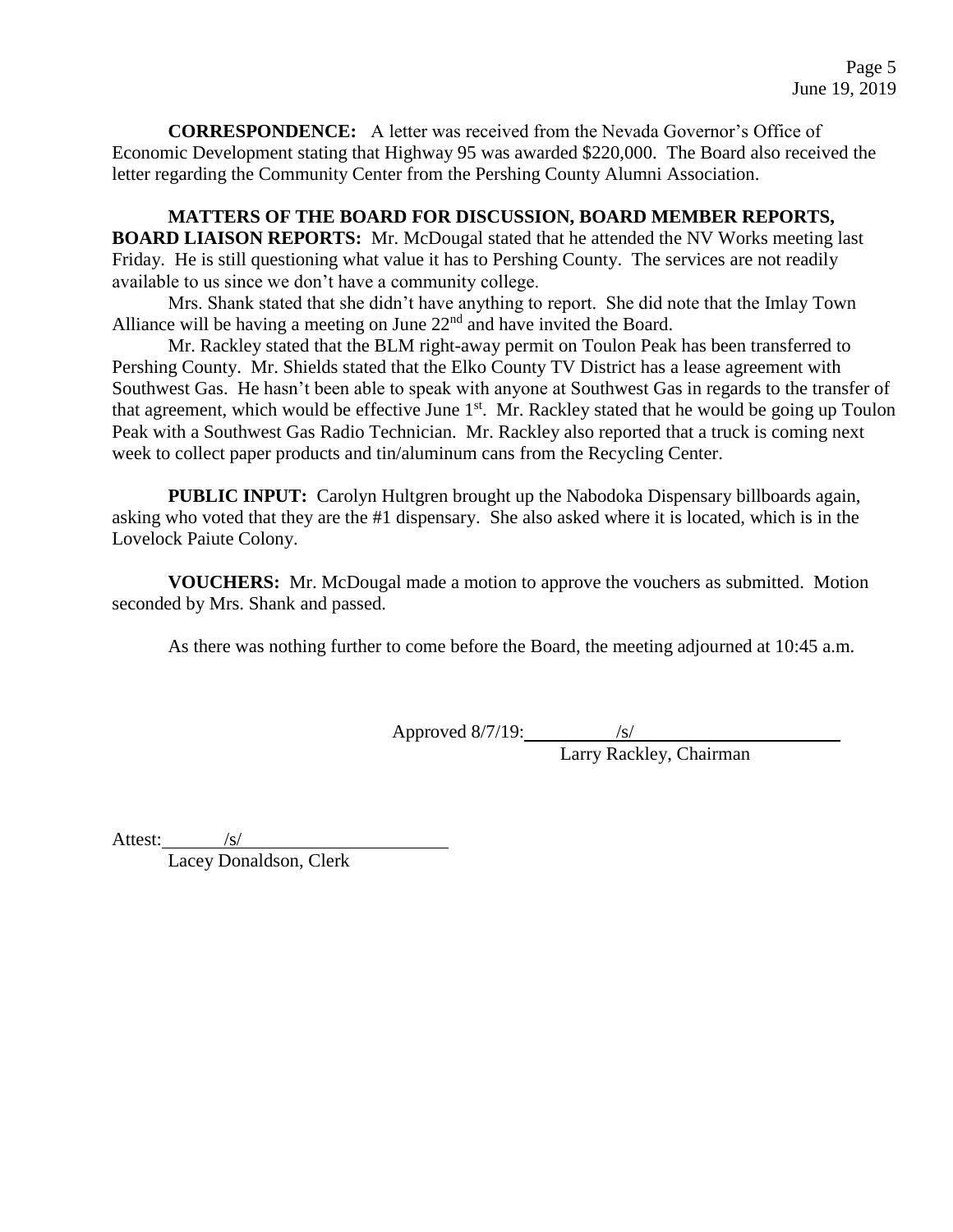**CORRESPONDENCE:** A letter was received from the Nevada Governor's Office of Economic Development stating that Highway 95 was awarded $220,000. The Board also received the letter regarding the Community Center from the Pershing County Alumni Association.

**MATTERS OF THE BOARD FOR DISCUSSION, BOARD MEMBER REPORTS, BOARD LIAISON REPORTS:** Mr. McDougal stated that he attended the NV Works meeting last Friday. He is still questioning what value it has to Pershing County. The services are not readily available to us since we don't have a community college.

Mrs. Shank stated that she didn't have anything to report. She did note that the Imlay Town Alliance will be having a meeting on June 22nd and have invited the Board.

Mr. Rackley stated that the BLM right-away permit on Toulon Peak has been transferred to Pershing County. Mr. Shields stated that the Elko County TV District has a lease agreement with Southwest Gas. He hasn't been able to speak with anyone at Southwest Gas in regards to the transfer of that agreement, which would be effective June 1st. Mr. Rackley stated that he would be going up Toulon Peak with a Southwest Gas Radio Technician. Mr. Rackley also reported that a truck is coming next week to collect paper products and tin/aluminum cans from the Recycling Center.

**PUBLIC INPUT:** Carolyn Hultgren brought up the Nabodoka Dispensary billboards again, asking who voted that they are the #1 dispensary. She also asked where it is located, which is in the Lovelock Paiute Colony.

**VOUCHERS:** Mr. McDougal made a motion to approve the vouchers as submitted. Motion seconded by Mrs. Shank and passed.

As there was nothing further to come before the Board, the meeting adjourned at 10:45 a.m.

Approved 8/7/19: /s/
Larry Rackley, Chairman

Attest: /s/
Lacey Donaldson, Clerk